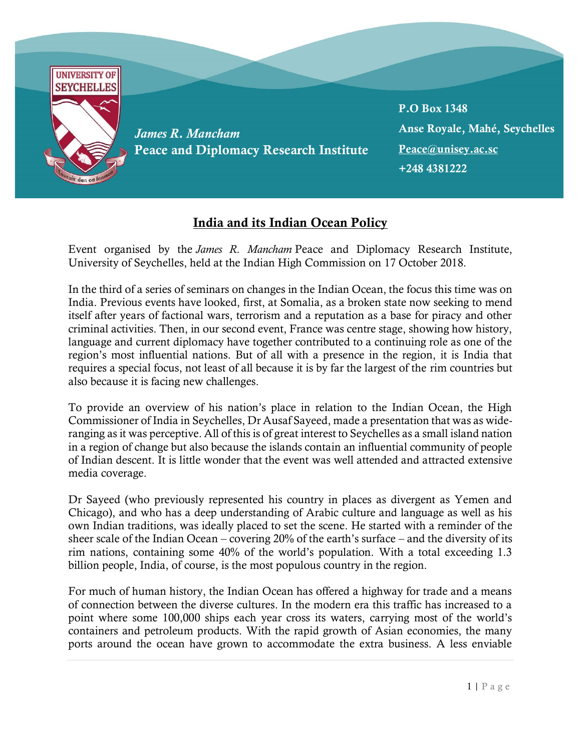*James R. Mancham*
**Peace and Diplomacy Research Institute**

**P.O Box 1348**
**Anse Royale, Mahé, Seychelles**
**Peace@unisey.ac.sc**
**+248 4381222**

# India and its Indian Ocean Policy

Event organised by the *James R. Mancham* Peace and Diplomacy Research Institute, University of Seychelles, held at the Indian High Commission on 17 October 2018.

In the third of a series of seminars on changes in the Indian Ocean, the focus this time was on India. Previous events have looked, first, at Somalia, as a broken state now seeking to mend itself after years of factional wars, terrorism and a reputation as a base for piracy and other criminal activities. Then, in our second event, France was centre stage, showing how history, language and current diplomacy have together contributed to a continuing role as one of the region's most influential nations. But of all with a presence in the region, it is India that requires a special focus, not least of all because it is by far the largest of the rim countries but also because it is facing new challenges.

To provide an overview of his nation's place in relation to the Indian Ocean, the High Commissioner of India in Seychelles, Dr Ausaf Sayeed, made a presentation that was as wide-ranging as it was perceptive. All of this is of great interest to Seychelles as a small island nation in a region of change but also because the islands contain an influential community of people of Indian descent. It is little wonder that the event was well attended and attracted extensive media coverage.

Dr Sayeed (who previously represented his country in places as divergent as Yemen and Chicago), and who has a deep understanding of Arabic culture and language as well as his own Indian traditions, was ideally placed to set the scene. He started with a reminder of the sheer scale of the Indian Ocean – covering 20% of the earth's surface – and the diversity of its rim nations, containing some 40% of the world's population. With a total exceeding 1.3 billion people, India, of course, is the most populous country in the region.

For much of human history, the Indian Ocean has offered a highway for trade and a means of connection between the diverse cultures. In the modern era this traffic has increased to a point where some 100,000 ships each year cross its waters, carrying most of the world's containers and petroleum products. With the rapid growth of Asian economies, the many ports around the ocean have grown to accommodate the extra business. A less enviable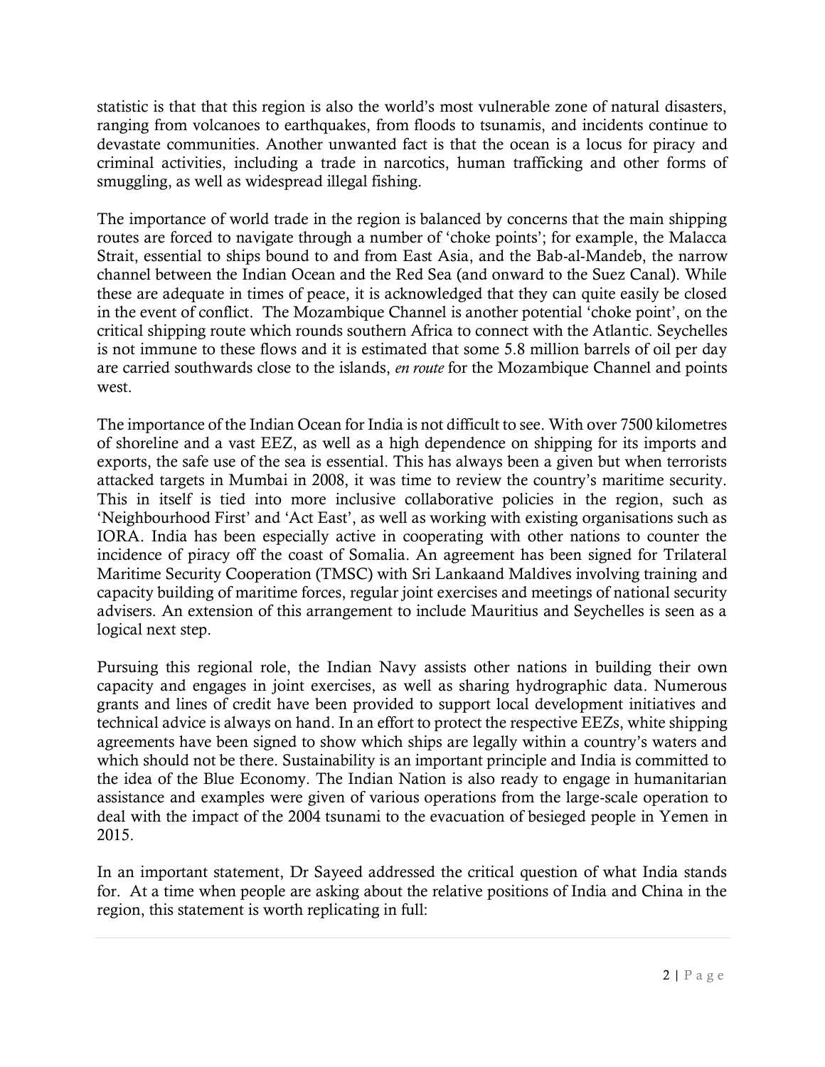statistic is that that this region is also the world's most vulnerable zone of natural disasters, ranging from volcanoes to earthquakes, from floods to tsunamis, and incidents continue to devastate communities. Another unwanted fact is that the ocean is a locus for piracy and criminal activities, including a trade in narcotics, human trafficking and other forms of smuggling, as well as widespread illegal fishing.

The importance of world trade in the region is balanced by concerns that the main shipping routes are forced to navigate through a number of 'choke points'; for example, the Malacca Strait, essential to ships bound to and from East Asia, and the Bab-al-Mandeb, the narrow channel between the Indian Ocean and the Red Sea (and onward to the Suez Canal). While these are adequate in times of peace, it is acknowledged that they can quite easily be closed in the event of conflict. The Mozambique Channel is another potential 'choke point', on the critical shipping route which rounds southern Africa to connect with the Atlantic. Seychelles is not immune to these flows and it is estimated that some 5.8 million barrels of oil per day are carried southwards close to the islands, *en route* for the Mozambique Channel and points west.

The importance of the Indian Ocean for India is not difficult to see. With over 7500 kilometres of shoreline and a vast EEZ, as well as a high dependence on shipping for its imports and exports, the safe use of the sea is essential. This has always been a given but when terrorists attacked targets in Mumbai in 2008, it was time to review the country's maritime security. This in itself is tied into more inclusive collaborative policies in the region, such as 'Neighbourhood First' and 'Act East', as well as working with existing organisations such as IORA. India has been especially active in cooperating with other nations to counter the incidence of piracy off the coast of Somalia. An agreement has been signed for Trilateral Maritime Security Cooperation (TMSC) with Sri Lankaand Maldives involving training and capacity building of maritime forces, regular joint exercises and meetings of national security advisers. An extension of this arrangement to include Mauritius and Seychelles is seen as a logical next step.

Pursuing this regional role, the Indian Navy assists other nations in building their own capacity and engages in joint exercises, as well as sharing hydrographic data. Numerous grants and lines of credit have been provided to support local development initiatives and technical advice is always on hand. In an effort to protect the respective EEZs, white shipping agreements have been signed to show which ships are legally within a country's waters and which should not be there. Sustainability is an important principle and India is committed to the idea of the Blue Economy. The Indian Nation is also ready to engage in humanitarian assistance and examples were given of various operations from the large-scale operation to deal with the impact of the 2004 tsunami to the evacuation of besieged people in Yemen in 2015.

In an important statement, Dr Sayeed addressed the critical question of what India stands for. At a time when people are asking about the relative positions of India and China in the region, this statement is worth replicating in full: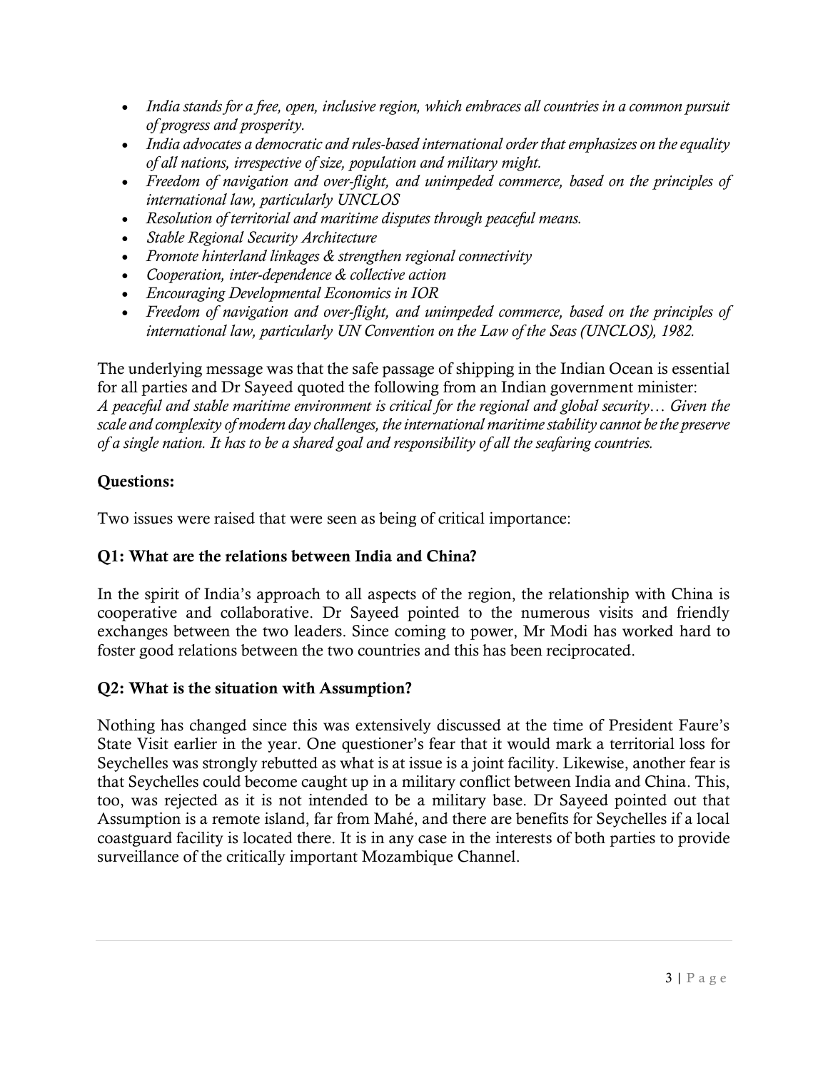- *India stands for a free, open, inclusive region, which embraces all countries in a common pursuit of progress and prosperity.*
- *India advocates a democratic and rules-based international order that emphasizes on the equality of all nations, irrespective of size, population and military might.*
- *Freedom of navigation and over-flight, and unimpeded commerce, based on the principles of international law, particularly UNCLOS*
- *Resolution of territorial and maritime disputes through peaceful means.*
- *Stable Regional Security Architecture*
- *Promote hinterland linkages & strengthen regional connectivity*
- *Cooperation, inter-dependence & collective action*
- *Encouraging Developmental Economics in IOR*
- *Freedom of navigation and over-flight, and unimpeded commerce, based on the principles of international law, particularly UN Convention on the Law of the Seas (UNCLOS), 1982.*

The underlying message was that the safe passage of shipping in the Indian Ocean is essential for all parties and Dr Sayeed quoted the following from an Indian government minister:
*A peaceful and stable maritime environment is critical for the regional and global security… Given the scale and complexity of modern day challenges, the international maritime stability cannot be the preserve of a single nation. It has to be a shared goal and responsibility of all the seafaring countries.*

**Questions:**

Two issues were raised that were seen as being of critical importance:

**Q1: What are the relations between India and China?**

In the spirit of India's approach to all aspects of the region, the relationship with China is cooperative and collaborative. Dr Sayeed pointed to the numerous visits and friendly exchanges between the two leaders. Since coming to power, Mr Modi has worked hard to foster good relations between the two countries and this has been reciprocated.

**Q2: What is the situation with Assumption?**

Nothing has changed since this was extensively discussed at the time of President Faure's State Visit earlier in the year. One questioner's fear that it would mark a territorial loss for Seychelles was strongly rebutted as what is at issue is a joint facility. Likewise, another fear is that Seychelles could become caught up in a military conflict between India and China. This, too, was rejected as it is not intended to be a military base. Dr Sayeed pointed out that Assumption is a remote island, far from Mahé, and there are benefits for Seychelles if a local coastguard facility is located there. It is in any case in the interests of both parties to provide surveillance of the critically important Mozambique Channel.